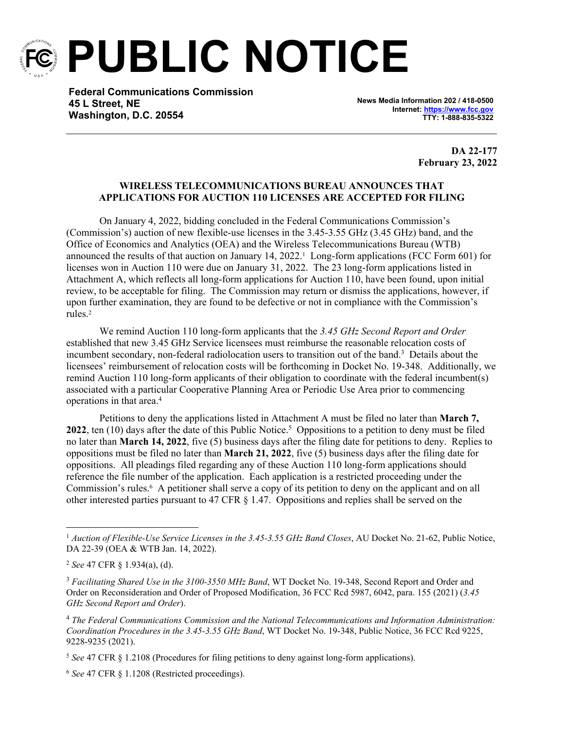# PUBLIC NOTICE

**Federal Communications Commission**
**45 L Street, NE**
**Washington, D.C. 20554**

**News Media Information 202 / 418-0500**
**Internet: https://www.fcc.gov**
**TTY: 1-888-835-5322**

**DA 22-177**
**February 23, 2022**

## WIRELESS TELECOMMUNICATIONS BUREAU ANNOUNCES THAT APPLICATIONS FOR AUCTION 110 LICENSES ARE ACCEPTED FOR FILING

On January 4, 2022, bidding concluded in the Federal Communications Commission's (Commission's) auction of new flexible-use licenses in the 3.45-3.55 GHz (3.45 GHz) band, and the Office of Economics and Analytics (OEA) and the Wireless Telecommunications Bureau (WTB) announced the results of that auction on January 14, 2022.[1] Long-form applications (FCC Form 601) for licenses won in Auction 110 were due on January 31, 2022. The 23 long-form applications listed in Attachment A, which reflects all long-form applications for Auction 110, have been found, upon initial review, to be acceptable for filing. The Commission may return or dismiss the applications, however, if upon further examination, they are found to be defective or not in compliance with the Commission's rules.[2]

We remind Auction 110 long-form applicants that the *3.45 GHz Second Report and Order* established that new 3.45 GHz Service licensees must reimburse the reasonable relocation costs of incumbent secondary, non-federal radiolocation users to transition out of the band.[3] Details about the licensees' reimbursement of relocation costs will be forthcoming in Docket No. 19-348. Additionally, we remind Auction 110 long-form applicants of their obligation to coordinate with the federal incumbent(s) associated with a particular Cooperative Planning Area or Periodic Use Area prior to commencing operations in that area.[4]

Petitions to deny the applications listed in Attachment A must be filed no later than **March 7, 2022**, ten (10) days after the date of this Public Notice.[5] Oppositions to a petition to deny must be filed no later than **March 14, 2022**, five (5) business days after the filing date for petitions to deny. Replies to oppositions must be filed no later than **March 21, 2022**, five (5) business days after the filing date for oppositions. All pleadings filed regarding any of these Auction 110 long-form applications should reference the file number of the application. Each application is a restricted proceeding under the Commission's rules.[6] A petitioner shall serve a copy of its petition to deny on the applicant and on all other interested parties pursuant to 47 CFR § 1.47. Oppositions and replies shall be served on the

---

[1] *Auction of Flexible-Use Service Licenses in the 3.45-3.55 GHz Band Closes*, AU Docket No. 21-62, Public Notice, DA 22-39 (OEA & WTB Jan. 14, 2022).

[2] *See* 47 CFR § 1.934(a), (d).

[3] *Facilitating Shared Use in the 3100-3550 MHz Band*, WT Docket No. 19-348, Second Report and Order and Order on Reconsideration and Order of Proposed Modification, 36 FCC Rcd 5987, 6042, para. 155 (2021) (*3.45 GHz Second Report and Order*).

[4] *The Federal Communications Commission and the National Telecommunications and Information Administration: Coordination Procedures in the 3.45-3.55 GHz Band*, WT Docket No. 19-348, Public Notice, 36 FCC Rcd 9225, 9228-9235 (2021).

[5] *See* 47 CFR § 1.2108 (Procedures for filing petitions to deny against long-form applications).

[6] *See* 47 CFR § 1.1208 (Restricted proceedings).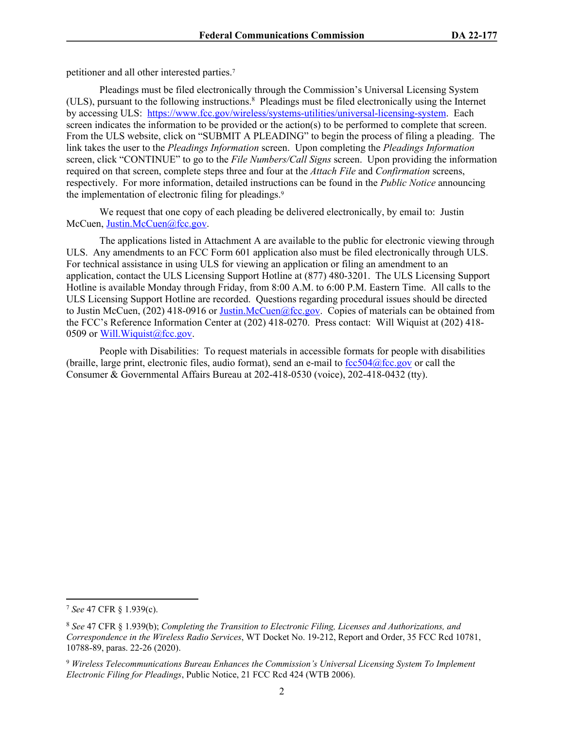petitioner and all other interested parties.[7]

Pleadings must be filed electronically through the Commission's Universal Licensing System (ULS), pursuant to the following instructions.[8] Pleadings must be filed electronically using the Internet by accessing ULS: https://www.fcc.gov/wireless/systems-utilities/universal-licensing-system. Each screen indicates the information to be provided or the action(s) to be performed to complete that screen. From the ULS website, click on "SUBMIT A PLEADING" to begin the process of filing a pleading. The link takes the user to the *Pleadings Information* screen. Upon completing the *Pleadings Information* screen, click "CONTINUE" to go to the *File Numbers/Call Signs* screen. Upon providing the information required on that screen, complete steps three and four at the *Attach File* and *Confirmation* screens, respectively. For more information, detailed instructions can be found in the *Public Notice* announcing the implementation of electronic filing for pleadings.[9]

We request that one copy of each pleading be delivered electronically, by email to: Justin McCuen, Justin.McCuen@fcc.gov.

The applications listed in Attachment A are available to the public for electronic viewing through ULS. Any amendments to an FCC Form 601 application also must be filed electronically through ULS. For technical assistance in using ULS for viewing an application or filing an amendment to an application, contact the ULS Licensing Support Hotline at (877) 480-3201. The ULS Licensing Support Hotline is available Monday through Friday, from 8:00 A.M. to 6:00 P.M. Eastern Time. All calls to the ULS Licensing Support Hotline are recorded. Questions regarding procedural issues should be directed to Justin McCuen, (202) 418-0916 or Justin.McCuen@fcc.gov. Copies of materials can be obtained from the FCC's Reference Information Center at (202) 418-0270. Press contact: Will Wiquist at (202) 418-0509 or Will.Wiquist@fcc.gov.

People with Disabilities: To request materials in accessible formats for people with disabilities (braille, large print, electronic files, audio format), send an e-mail to fcc504@fcc.gov or call the Consumer & Governmental Affairs Bureau at 202-418-0530 (voice), 202-418-0432 (tty).

---

[7] *See* 47 CFR § 1.939(c).

[8] *See* 47 CFR § 1.939(b); *Completing the Transition to Electronic Filing, Licenses and Authorizations, and Correspondence in the Wireless Radio Services*, WT Docket No. 19-212, Report and Order, 35 FCC Rcd 10781, 10788-89, paras. 22-26 (2020).

[9] *Wireless Telecommunications Bureau Enhances the Commission's Universal Licensing System To Implement Electronic Filing for Pleadings*, Public Notice, 21 FCC Rcd 424 (WTB 2006).